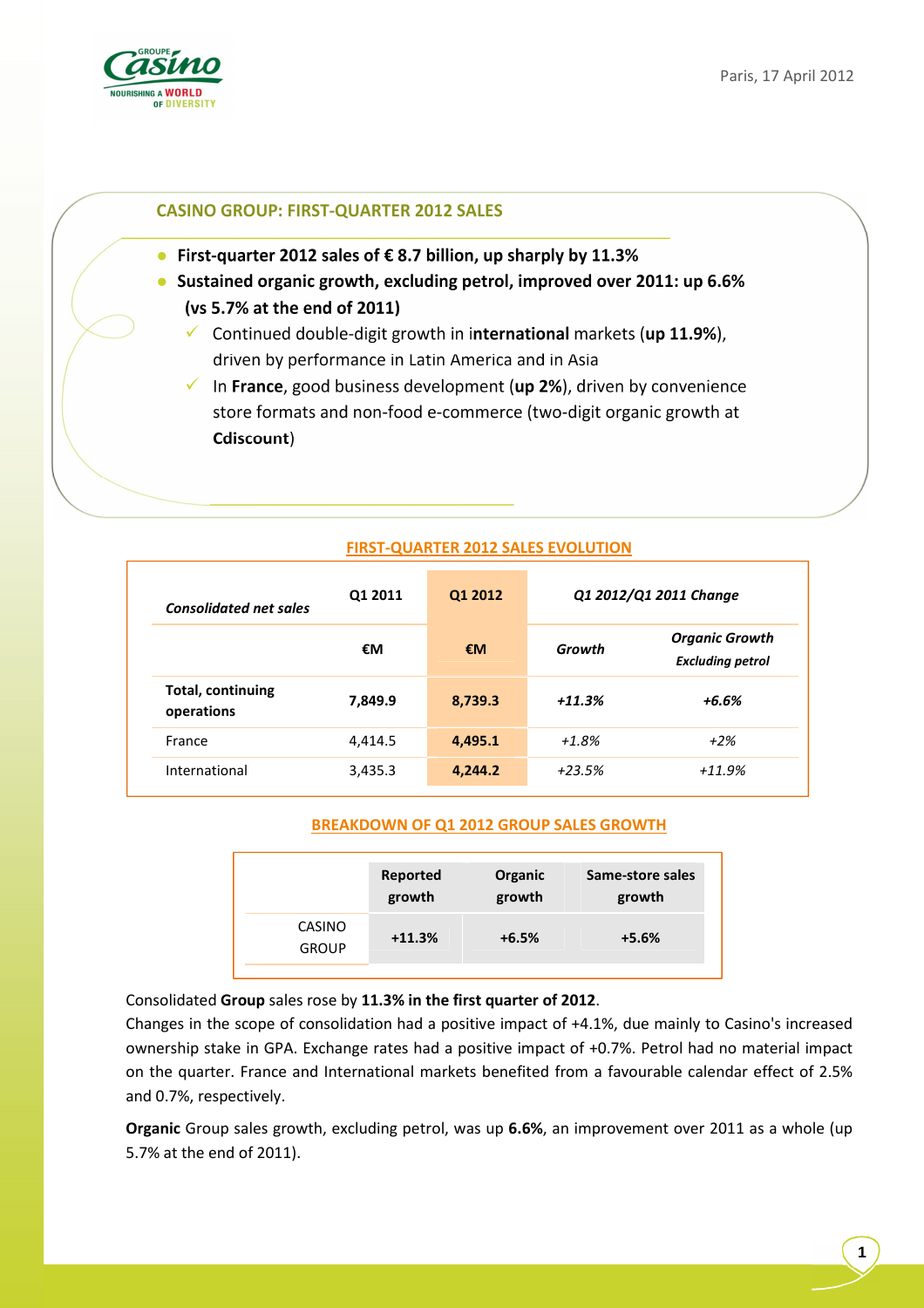Paris, 17 April 2012

## CASINO GROUP: FIRST-QUARTER 2012 SALES

- **First-quarter 2012 sales of € 8.7 billion, up sharply by 11.3%**
- **Sustained organic growth, excluding petrol, improved over 2011: up 6.6% (vs 5.7% at the end of 2011)**
  - ✓ Continued double-digit growth in i**nternational** markets (**up 11.9%**), driven by performance in Latin America and in Asia
  - ✓ In **France**, good business development (**up 2%**), driven by convenience store formats and non-food e-commerce (two-digit organic growth at **Cdiscount**)

**FIRST-QUARTER 2012 SALES EVOLUTION**

| *Consolidated net sales* | Q1 2011 | Q1 2012 | *Q1 2012/Q1 2011 Change* | |
|---|---|---|---|---|
| | €M | €M | *Growth* | *Organic Growth Excluding petrol* |
| **Total, continuing operations** | **7,849.9** | **8,739.3** | ***+11.3%*** | ***+6.6%*** |
| France | 4,414.5 | **4,495.1** | *+1.8%* | *+2%* |
| International | 3,435.3 | **4,244.2** | *+23.5%* | *+11.9%* |

**BREAKDOWN OF Q1 2012 GROUP SALES GROWTH**

| | Reported growth | Organic growth | Same-store sales growth |
|---|---|---|---|
| CASINO GROUP | +11.3% | +6.5% | +5.6% |

Consolidated **Group** sales rose by **11.3% in the first quarter of 2012**.
Changes in the scope of consolidation had a positive impact of +4.1%, due mainly to Casino's increased ownership stake in GPA. Exchange rates had a positive impact of +0.7%. Petrol had no material impact on the quarter. France and International markets benefited from a favourable calendar effect of 2.5% and 0.7%, respectively.

**Organic** Group sales growth, excluding petrol, was up **6.6%**, an improvement over 2011 as a whole (up 5.7% at the end of 2011).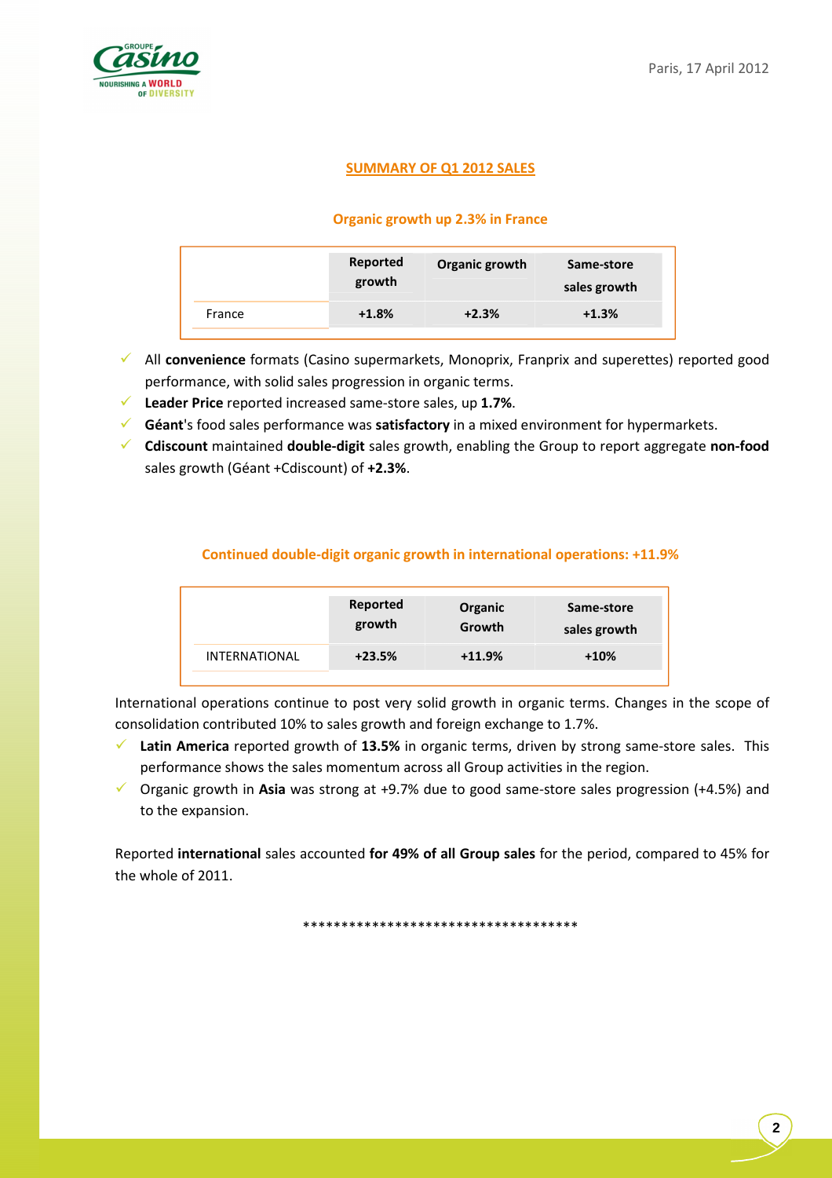Paris, 17 April 2012

## SUMMARY OF Q1 2012 SALES

### Organic growth up 2.3% in France

| | Reported growth | Organic growth | Same-store sales growth |
|---|---|---|---|
| France | +1.8% | +2.3% | +1.3% |

- All **convenience** formats (Casino supermarkets, Monoprix, Franprix and superettes) reported good performance, with solid sales progression in organic terms.
- **Leader Price** reported increased same-store sales, up **1.7%**.
- **Géant**'s food sales performance was **satisfactory** in a mixed environment for hypermarkets.
- **Cdiscount** maintained **double-digit** sales growth, enabling the Group to report aggregate **non-food** sales growth (Géant +Cdiscount) of **+2.3%**.

### Continued double-digit organic growth in international operations: +11.9%

| | Reported growth | Organic Growth | Same-store sales growth |
|---|---|---|---|
| INTERNATIONAL | +23.5% | +11.9% | +10% |

International operations continue to post very solid growth in organic terms. Changes in the scope of consolidation contributed 10% to sales growth and foreign exchange to 1.7%.

- **Latin America** reported growth of **13.5%** in organic terms, driven by strong same-store sales. This performance shows the sales momentum across all Group activities in the region.
- Organic growth in **Asia** was strong at +9.7% due to good same-store sales progression (+4.5%) and to the expansion.

Reported **international** sales accounted **for 49% of all Group sales** for the period, compared to 45% for the whole of 2011.

************************************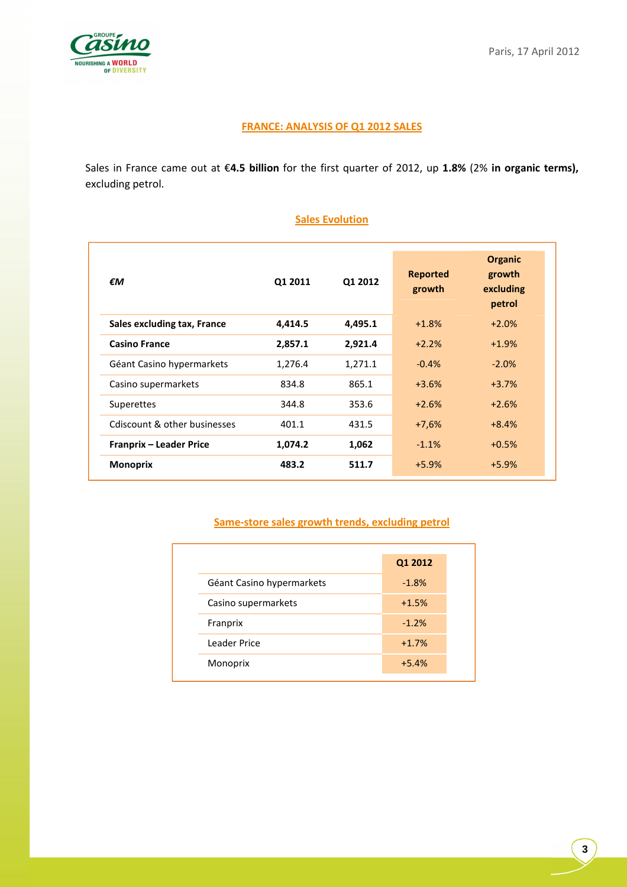Paris, 17 April 2012

## FRANCE: ANALYSIS OF Q1 2012 SALES

Sales in France came out at **€4.5 billion** for the first quarter of 2012, up **1.8%** (2% **in organic terms),** excluding petrol.

### Sales Evolution

| *€M* | Q1 2011 | Q1 2012 | Reported growth | Organic growth excluding petrol |
|---|---|---|---|---|
| **Sales excluding tax, France** | **4,414.5** | **4,495.1** | +1.8% | +2.0% |
| **Casino France** | **2,857.1** | **2,921.4** | +2.2% | +1.9% |
| Géant Casino hypermarkets | 1,276.4 | 1,271.1 | -0.4% | -2.0% |
| Casino supermarkets | 834.8 | 865.1 | +3.6% | +3.7% |
| Superettes | 344.8 | 353.6 | +2.6% | +2.6% |
| Cdiscount & other businesses | 401.1 | 431.5 | +7,6% | +8.4% |
| **Franprix – Leader Price** | **1,074.2** | **1,062** | -1.1% | +0.5% |
| **Monoprix** | **483.2** | **511.7** | +5.9% | +5.9% |

### Same-store sales growth trends, excluding petrol

| | Q1 2012 |
|---|---|
| Géant Casino hypermarkets | -1.8% |
| Casino supermarkets | +1.5% |
| Franprix | -1.2% |
| Leader Price | +1.7% |
| Monoprix | +5.4% |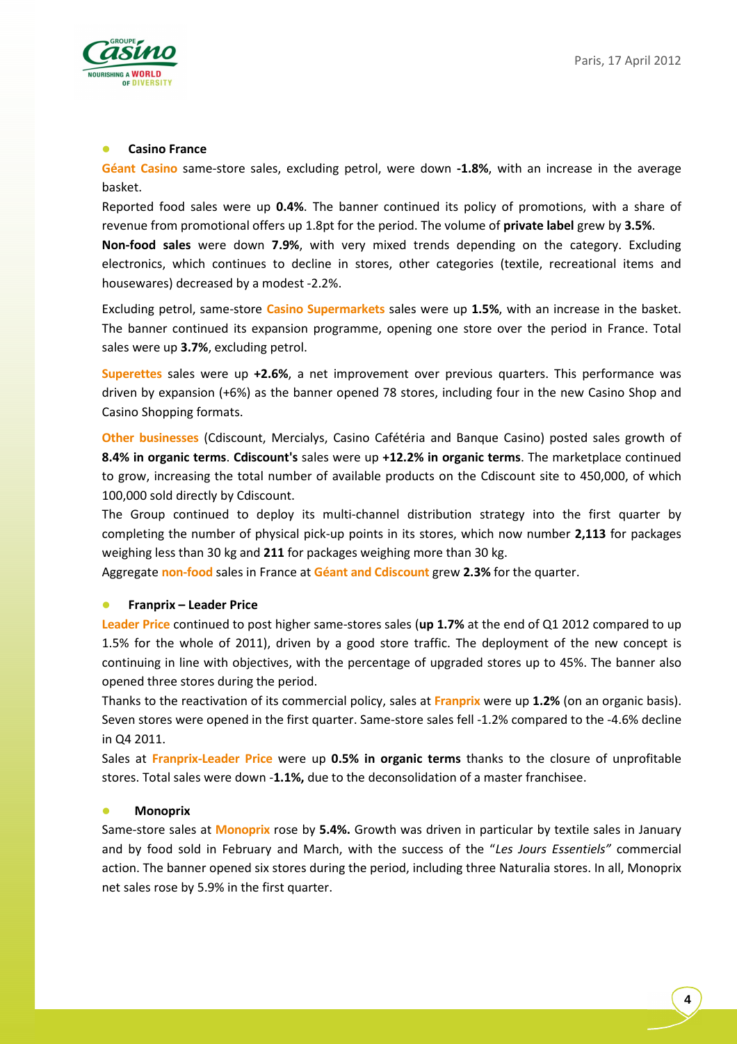- **Casino France**

Géant Casino same-store sales, excluding petrol, were down **-1.8%**, with an increase in the average basket.

Reported food sales were up **0.4%**. The banner continued its policy of promotions, with a share of revenue from promotional offers up 1.8pt for the period. The volume of **private label** grew by **3.5%**.

**Non-food sales** were down **7.9%**, with very mixed trends depending on the category. Excluding electronics, which continues to decline in stores, other categories (textile, recreational items and housewares) decreased by a modest -2.2%.

Excluding petrol, same-store Casino Supermarkets sales were up **1.5%**, with an increase in the basket. The banner continued its expansion programme, opening one store over the period in France. Total sales were up **3.7%**, excluding petrol.

Superettes sales were up **+2.6%**, a net improvement over previous quarters. This performance was driven by expansion (+6%) as the banner opened 78 stores, including four in the new Casino Shop and Casino Shopping formats.

Other businesses (Cdiscount, Mercialys, Casino Cafétéria and Banque Casino) posted sales growth of **8.4% in organic terms**. **Cdiscount's** sales were up **+12.2% in organic terms**. The marketplace continued to grow, increasing the total number of available products on the Cdiscount site to 450,000, of which 100,000 sold directly by Cdiscount.

The Group continued to deploy its multi-channel distribution strategy into the first quarter by completing the number of physical pick-up points in its stores, which now number **2,113** for packages weighing less than 30 kg and **211** for packages weighing more than 30 kg.

Aggregate non-food sales in France at Géant and Cdiscount grew **2.3%** for the quarter.

- **Franprix – Leader Price**

Leader Price continued to post higher same-stores sales (**up 1.7%** at the end of Q1 2012 compared to up 1.5% for the whole of 2011), driven by a good store traffic. The deployment of the new concept is continuing in line with objectives, with the percentage of upgraded stores up to 45%. The banner also opened three stores during the period.

Thanks to the reactivation of its commercial policy, sales at Franprix were up **1.2%** (on an organic basis). Seven stores were opened in the first quarter. Same-store sales fell -1.2% compared to the -4.6% decline in Q4 2011.

Sales at Franprix-Leader Price were up **0.5% in organic terms** thanks to the closure of unprofitable stores. Total sales were down **-1.1%,** due to the deconsolidation of a master franchisee.

- **Monoprix**

Same-store sales at Monoprix rose by **5.4%.** Growth was driven in particular by textile sales in January and by food sold in February and March, with the success of the "*Les Jours Essentiels"* commercial action. The banner opened six stores during the period, including three Naturalia stores. In all, Monoprix net sales rose by 5.9% in the first quarter.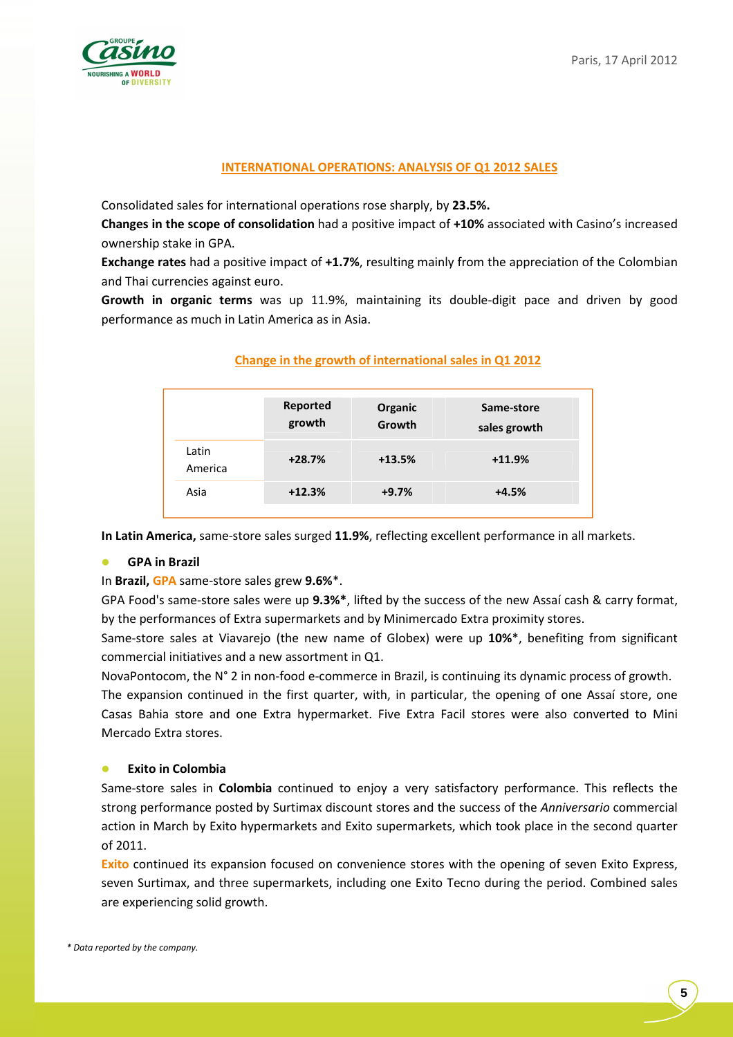Paris, 17 April 2012

## INTERNATIONAL OPERATIONS: ANALYSIS OF Q1 2012 SALES

Consolidated sales for international operations rose sharply, by **23.5%.**

**Changes in the scope of consolidation** had a positive impact of **+10%** associated with Casino's increased ownership stake in GPA.

**Exchange rates** had a positive impact of **+1.7%**, resulting mainly from the appreciation of the Colombian and Thai currencies against euro.

**Growth in organic terms** was up 11.9%, maintaining its double-digit pace and driven by good performance as much in Latin America as in Asia.

### Change in the growth of international sales in Q1 2012

| | Reported growth | Organic Growth | Same-store sales growth |
|---|---|---|---|
| Latin America | **+28.7%** | **+13.5%** | **+11.9%** |
| Asia | **+12.3%** | **+9.7%** | **+4.5%** |

**In Latin America,** same-store sales surged **11.9%**, reflecting excellent performance in all markets.

- **GPA in Brazil**

In **Brazil, GPA** same-store sales grew **9.6%***.

GPA Food's same-store sales were up **9.3%***, lifted by the success of the new Assaí cash & carry format, by the performances of Extra supermarkets and by Minimercado Extra proximity stores.

Same-store sales at Viavarejo (the new name of Globex) were up **10%***, benefiting from significant commercial initiatives and a new assortment in Q1.

NovaPontocom, the N° 2 in non-food e-commerce in Brazil, is continuing its dynamic process of growth.

The expansion continued in the first quarter, with, in particular, the opening of one Assaí store, one Casas Bahia store and one Extra hypermarket. Five Extra Facil stores were also converted to Mini Mercado Extra stores.

- **Exito in Colombia**

Same-store sales in **Colombia** continued to enjoy a very satisfactory performance. This reflects the strong performance posted by Surtimax discount stores and the success of the *Anniversario* commercial action in March by Exito hypermarkets and Exito supermarkets, which took place in the second quarter of 2011.

Exito continued its expansion focused on convenience stores with the opening of seven Exito Express, seven Surtimax, and three supermarkets, including one Exito Tecno during the period. Combined sales are experiencing solid growth.

*\* Data reported by the company.*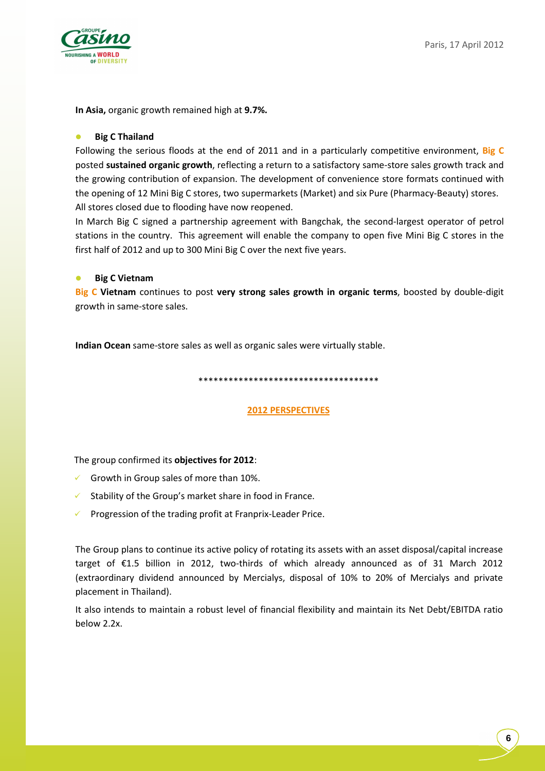**In Asia,** organic growth remained high at **9.7%.**

- **Big C Thailand**

Following the serious floods at the end of 2011 and in a particularly competitive environment, **Big C** posted **sustained organic growth**, reflecting a return to a satisfactory same-store sales growth track and the growing contribution of expansion. The development of convenience store formats continued with the opening of 12 Mini Big C stores, two supermarkets (Market) and six Pure (Pharmacy-Beauty) stores. All stores closed due to flooding have now reopened.

In March Big C signed a partnership agreement with Bangchak, the second-largest operator of petrol stations in the country. This agreement will enable the company to open five Mini Big C stores in the first half of 2012 and up to 300 Mini Big C over the next five years.

- **Big C Vietnam**

**Big C Vietnam** continues to post **very strong sales growth in organic terms**, boosted by double-digit growth in same-store sales.

**Indian Ocean** same-store sales as well as organic sales were virtually stable.

************************************

## 2012 PERSPECTIVES

The group confirmed its **objectives for 2012**:

- Growth in Group sales of more than 10%.
- Stability of the Group's market share in food in France.
- Progression of the trading profit at Franprix-Leader Price.

The Group plans to continue its active policy of rotating its assets with an asset disposal/capital increase target of €1.5 billion in 2012, two-thirds of which already announced as of 31 March 2012 (extraordinary dividend announced by Mercialys, disposal of 10% to 20% of Mercialys and private placement in Thailand).

It also intends to maintain a robust level of financial flexibility and maintain its Net Debt/EBITDA ratio below 2.2x.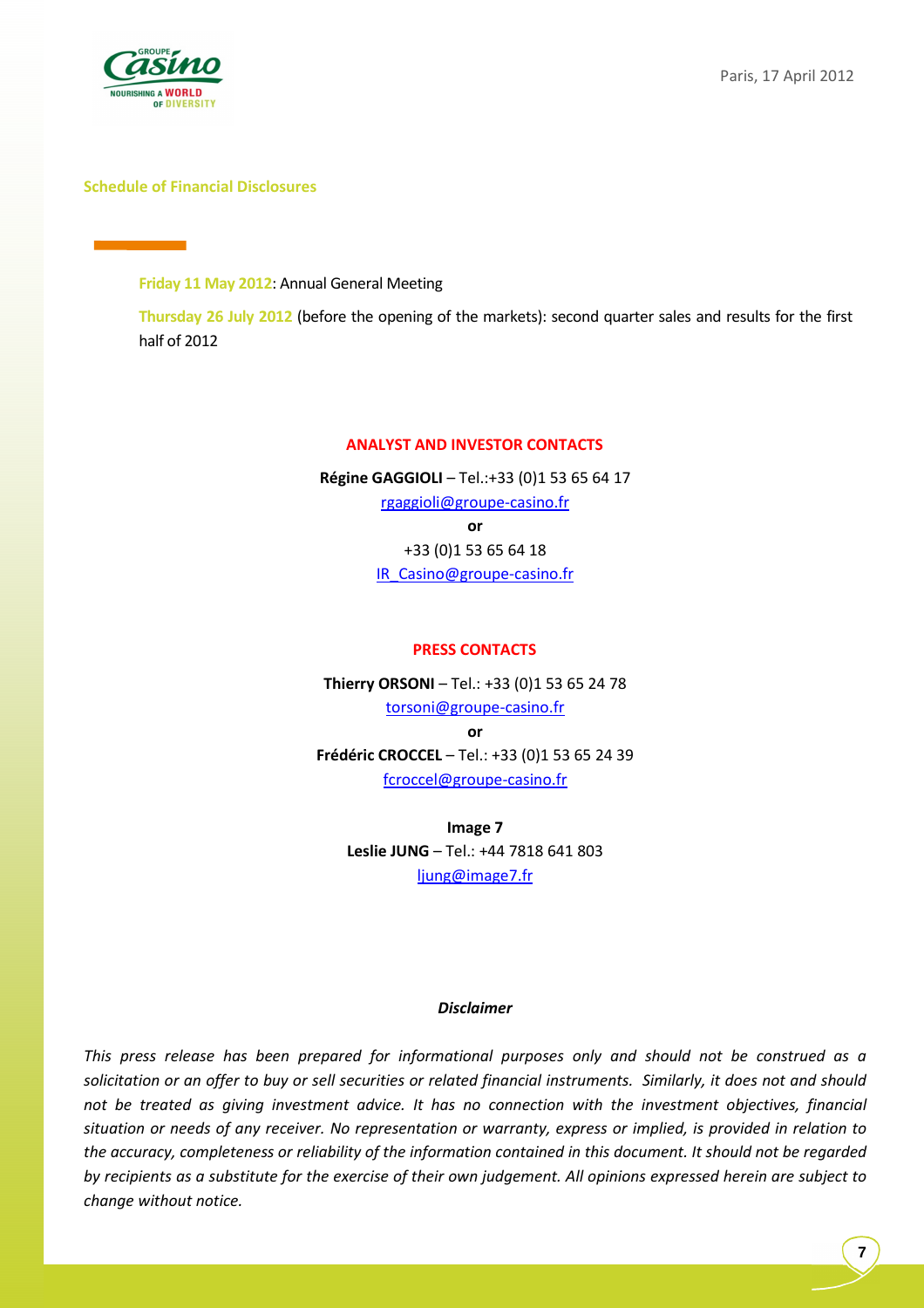Paris, 17 April 2012

## Schedule of Financial Disclosures

**Friday 11 May 2012**: Annual General Meeting

**Thursday 26 July 2012** (before the opening of the markets): second quarter sales and results for the first half of 2012

### ANALYST AND INVESTOR CONTACTS

**Régine GAGGIOLI** – Tel.:+33 (0)1 53 65 64 17
rgaggioli@groupe-casino.fr
**or**
+33 (0)1 53 65 64 18
IR_Casino@groupe-casino.fr

### PRESS CONTACTS

**Thierry ORSONI** – Tel.: +33 (0)1 53 65 24 78
torsoni@groupe-casino.fr
**or**
**Frédéric CROCCEL** – Tel.: +33 (0)1 53 65 24 39
fcroccel@groupe-casino.fr

**Image 7**
**Leslie JUNG** – Tel.: +44 7818 641 803
ljung@image7.fr

***Disclaimer***

*This press release has been prepared for informational purposes only and should not be construed as a solicitation or an offer to buy or sell securities or related financial instruments. Similarly, it does not and should not be treated as giving investment advice. It has no connection with the investment objectives, financial situation or needs of any receiver. No representation or warranty, express or implied, is provided in relation to the accuracy, completeness or reliability of the information contained in this document. It should not be regarded by recipients as a substitute for the exercise of their own judgement. All opinions expressed herein are subject to change without notice.*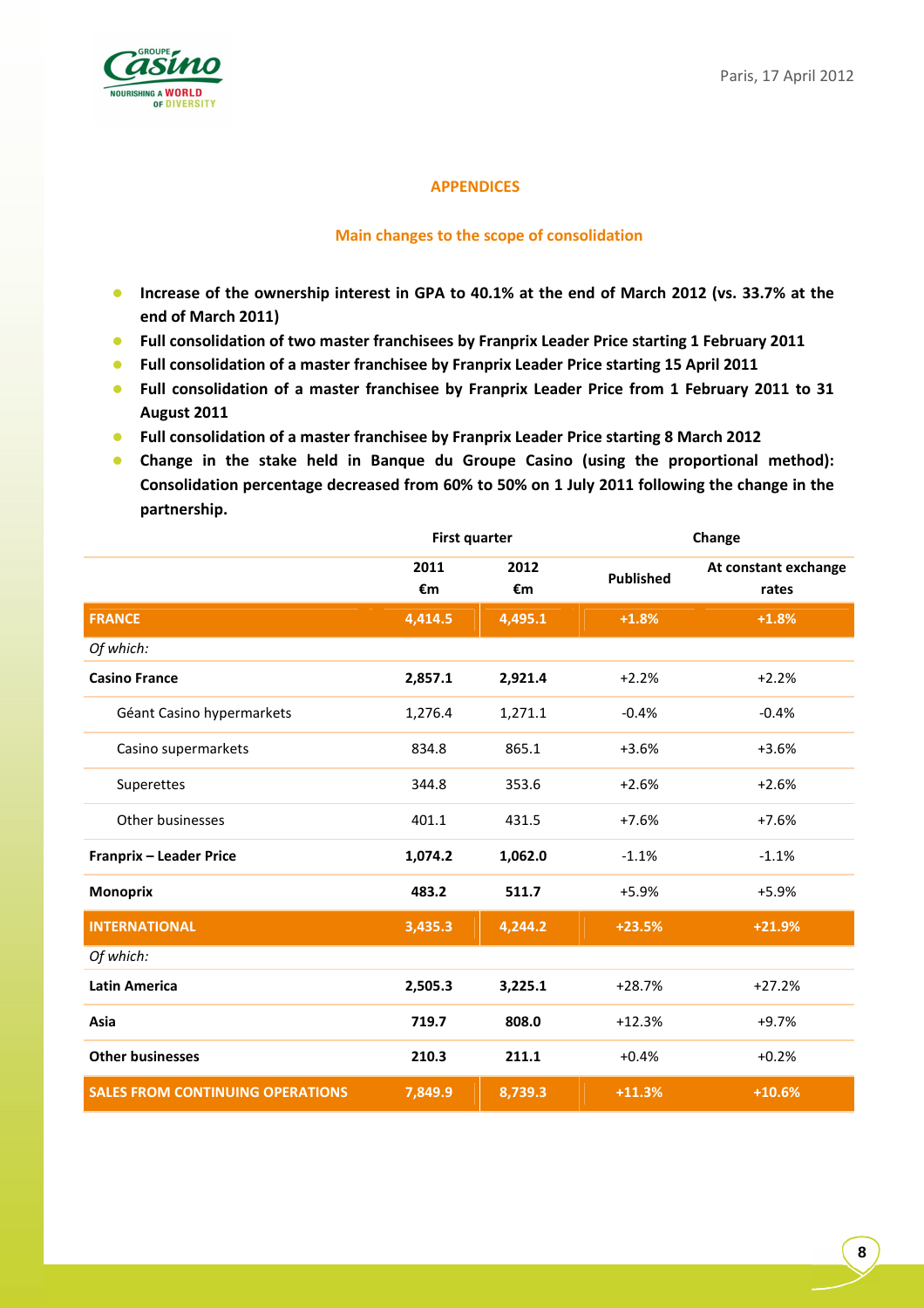## APPENDICES

### Main changes to the scope of consolidation

- **Increase of the ownership interest in GPA to 40.1% at the end of March 2012 (vs. 33.7% at the end of March 2011)**
- **Full consolidation of two master franchisees by Franprix Leader Price starting 1 February 2011**
- **Full consolidation of a master franchisee by Franprix Leader Price starting 15 April 2011**
- **Full consolidation of a master franchisee by Franprix Leader Price from 1 February 2011 to 31 August 2011**
- **Full consolidation of a master franchisee by Franprix Leader Price starting 8 March 2012**
- **Change in the stake held in Banque du Groupe Casino (using the proportional method): Consolidation percentage decreased from 60% to 50% on 1 July 2011 following the change in the partnership.**

| | First quarter | | Change | |
|---|---|---|---|---|
| | 2011 €m | 2012 €m | Published | At constant exchange rates |
| **FRANCE** | **4,414.5** | **4,495.1** | **+1.8%** | **+1.8%** |
| *Of which:* | | | | |
| **Casino France** | **2,857.1** | **2,921.4** | +2.2% | +2.2% |
| Géant Casino hypermarkets | 1,276.4 | 1,271.1 | -0.4% | -0.4% |
| Casino supermarkets | 834.8 | 865.1 | +3.6% | +3.6% |
| Superettes | 344.8 | 353.6 | +2.6% | +2.6% |
| Other businesses | 401.1 | 431.5 | +7.6% | +7.6% |
| **Franprix – Leader Price** | **1,074.2** | **1,062.0** | -1.1% | -1.1% |
| **Monoprix** | **483.2** | **511.7** | +5.9% | +5.9% |
| **INTERNATIONAL** | **3,435.3** | **4,244.2** | **+23.5%** | **+21.9%** |
| *Of which:* | | | | |
| **Latin America** | **2,505.3** | **3,225.1** | +28.7% | +27.2% |
| **Asia** | **719.7** | **808.0** | +12.3% | +9.7% |
| **Other businesses** | **210.3** | **211.1** | +0.4% | +0.2% |
| **SALES FROM CONTINUING OPERATIONS** | **7,849.9** | **8,739.3** | **+11.3%** | **+10.6%** |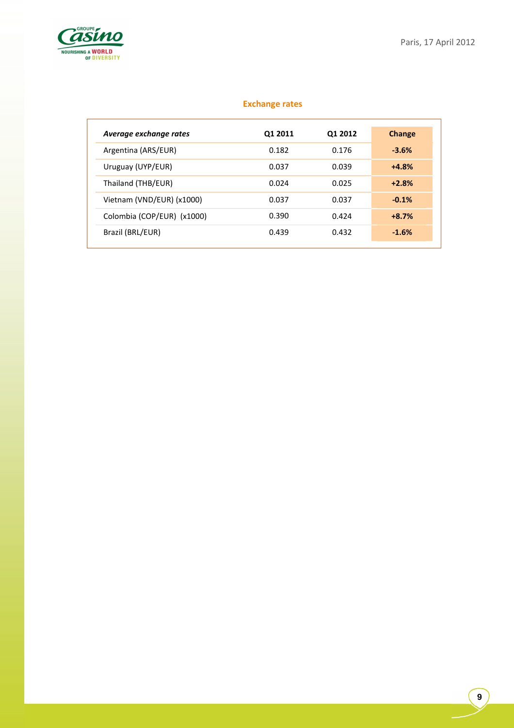## Exchange rates

| *Average exchange rates* | Q1 2011 | Q1 2012 | Change |
|---|---|---|---|
| Argentina (ARS/EUR) | 0.182 | 0.176 | **-3.6%** |
| Uruguay (UYP/EUR) | 0.037 | 0.039 | **+4.8%** |
| Thailand (THB/EUR) | 0.024 | 0.025 | **+2.8%** |
| Vietnam (VND/EUR) (x1000) | 0.037 | 0.037 | **-0.1%** |
| Colombia (COP/EUR) (x1000) | 0.390 | 0.424 | **+8.7%** |
| Brazil (BRL/EUR) | 0.439 | 0.432 | **-1.6%** |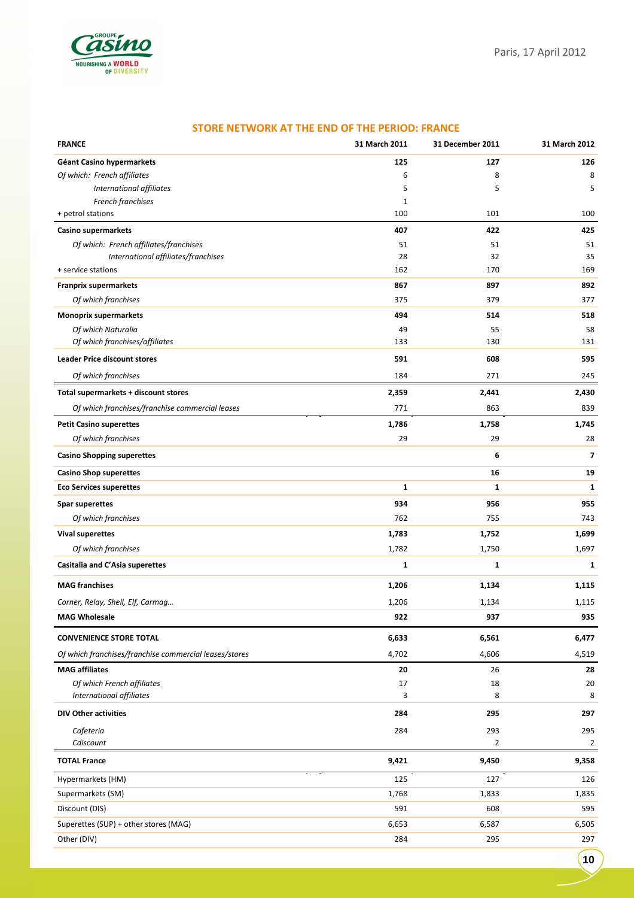Paris, 17 April 2012

## STORE NETWORK AT THE END OF THE PERIOD: FRANCE

| FRANCE | 31 March 2011 | 31 December 2011 | 31 March 2012 |
|---|---|---|---|
| **Géant Casino hypermarkets** | **125** | **127** | **126** |
| *Of which: French affiliates* | 6 | 8 | 8 |
| *International affiliates* | 5 | 5 | 5 |
| *French franchises* | 1 | | |
| + petrol stations | 100 | 101 | 100 |
| **Casino supermarkets** | **407** | **422** | **425** |
| *Of which: French affiliates/franchises* | 51 | 51 | 51 |
| *International affiliates/franchises* | 28 | 32 | 35 |
| + service stations | 162 | 170 | 169 |
| **Franprix supermarkets** | **867** | **897** | **892** |
| *Of which franchises* | 375 | 379 | 377 |
| **Monoprix supermarkets** | **494** | **514** | **518** |
| *Of which Naturalia* | 49 | 55 | 58 |
| *Of which franchises/affiliates* | 133 | 130 | 131 |
| **Leader Price discount stores** | **591** | **608** | **595** |
| *Of which franchises* | 184 | 271 | 245 |
| **Total supermarkets + discount stores** | **2,359** | **2,441** | **2,430** |
| *Of which franchises/franchise commercial leases* | 771 | 863 | 839 |
| **Petit Casino superettes** | **1,786** | **1,758** | **1,745** |
| *Of which franchises* | 29 | 29 | 28 |
| **Casino Shopping superettes** | | **6** | **7** |
| **Casino Shop superettes** | | **16** | **19** |
| **Eco Services superettes** | **1** | **1** | **1** |
| **Spar superettes** | **934** | **956** | **955** |
| *Of which franchises* | 762 | 755 | 743 |
| **Vival superettes** | **1,783** | **1,752** | **1,699** |
| *Of which franchises* | 1,782 | 1,750 | 1,697 |
| **Casitalia and C'Asia superettes** | **1** | **1** | **1** |
| **MAG franchises** | **1,206** | **1,134** | **1,115** |
| *Corner, Relay, Shell, Elf, Carmag…* | 1,206 | 1,134 | 1,115 |
| **MAG Wholesale** | **922** | **937** | **935** |
| **CONVENIENCE STORE TOTAL** | **6,633** | **6,561** | **6,477** |
| *Of which franchises/franchise commercial leases/stores* | 4,702 | 4,606 | 4,519 |
| **MAG affiliates** | **20** | **26** | **28** |
| *Of which French affiliates* | 17 | 18 | 20 |
| *International affiliates* | 3 | 8 | 8 |
| **DIV Other activities** | **284** | **295** | **297** |
| *Cafeteria* | 284 | 293 | 295 |
| *Cdiscount* | | 2 | 2 |
| **TOTAL France** | **9,421** | **9,450** | **9,358** |
| Hypermarkets (HM) | 125 | 127 | 126 |
| Supermarkets (SM) | 1,768 | 1,833 | 1,835 |
| Discount (DIS) | 591 | 608 | 595 |
| Superettes (SUP) + other stores (MAG) | 6,653 | 6,587 | 6,505 |
| Other (DIV) | 284 | 295 | 297 |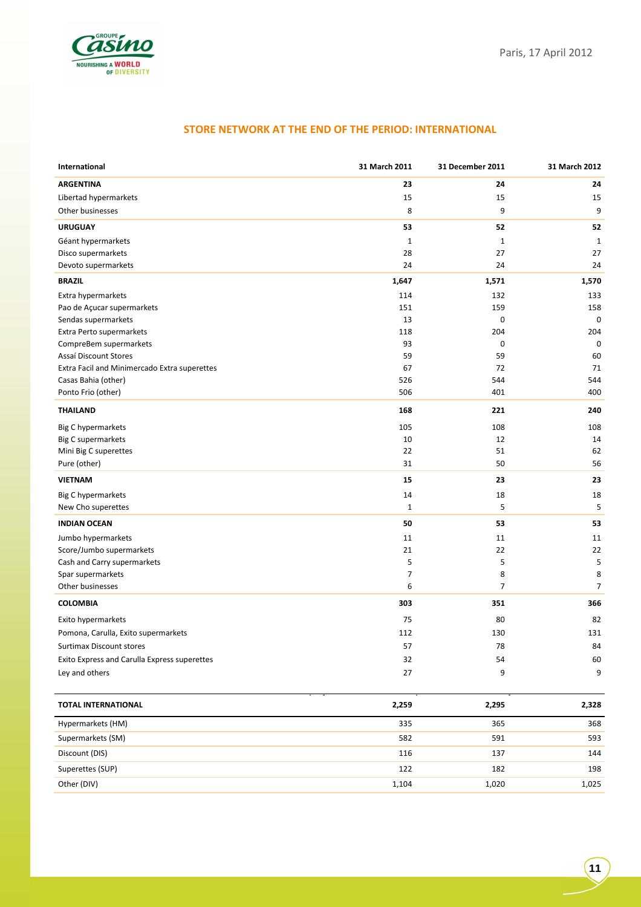Paris, 17 April 2012

## STORE NETWORK AT THE END OF THE PERIOD: INTERNATIONAL

| International | 31 March 2011 | 31 December 2011 | 31 March 2012 |
|---|---|---|---|
| **ARGENTINA** | **23** | **24** | **24** |
| Libertad hypermarkets | 15 | 15 | 15 |
| Other businesses | 8 | 9 | 9 |
| **URUGUAY** | **53** | **52** | **52** |
| Géant hypermarkets | 1 | 1 | 1 |
| Disco supermarkets | 28 | 27 | 27 |
| Devoto supermarkets | 24 | 24 | 24 |
| **BRAZIL** | **1,647** | **1,571** | **1,570** |
| Extra hypermarkets | 114 | 132 | 133 |
| Pao de Açucar supermarkets | 151 | 159 | 158 |
| Sendas supermarkets | 13 | 0 | 0 |
| Extra Perto supermarkets | 118 | 204 | 204 |
| CompreBem supermarkets | 93 | 0 | 0 |
| Assaí Discount Stores | 59 | 59 | 60 |
| Extra Facil and Minimercado Extra superettes | 67 | 72 | 71 |
| Casas Bahia (other) | 526 | 544 | 544 |
| Ponto Frio (other) | 506 | 401 | 400 |
| **THAILAND** | **168** | **221** | **240** |
| Big C hypermarkets | 105 | 108 | 108 |
| Big C supermarkets | 10 | 12 | 14 |
| Mini Big C superettes | 22 | 51 | 62 |
| Pure (other) | 31 | 50 | 56 |
| **VIETNAM** | **15** | **23** | **23** |
| Big C hypermarkets | 14 | 18 | 18 |
| New Cho superettes | 1 | 5 | 5 |
| **INDIAN OCEAN** | **50** | **53** | **53** |
| Jumbo hypermarkets | 11 | 11 | 11 |
| Score/Jumbo supermarkets | 21 | 22 | 22 |
| Cash and Carry supermarkets | 5 | 5 | 5 |
| Spar supermarkets | 7 | 8 | 8 |
| Other businesses | 6 | 7 | 7 |
| **COLOMBIA** | **303** | **351** | **366** |
| Exito hypermarkets | 75 | 80 | 82 |
| Pomona, Carulla, Exito supermarkets | 112 | 130 | 131 |
| Surtimax Discount stores | 57 | 78 | 84 |
| Exito Express and Carulla Express superettes | 32 | 54 | 60 |
| Ley and others | 27 | 9 | 9 |
| **TOTAL INTERNATIONAL** | **2,259** | **2,295** | **2,328** |
| Hypermarkets (HM) | 335 | 365 | 368 |
| Supermarkets (SM) | 582 | 591 | 593 |
| Discount (DIS) | 116 | 137 | 144 |
| Superettes (SUP) | 122 | 182 | 198 |
| Other (DIV) | 1,104 | 1,020 | 1,025 |